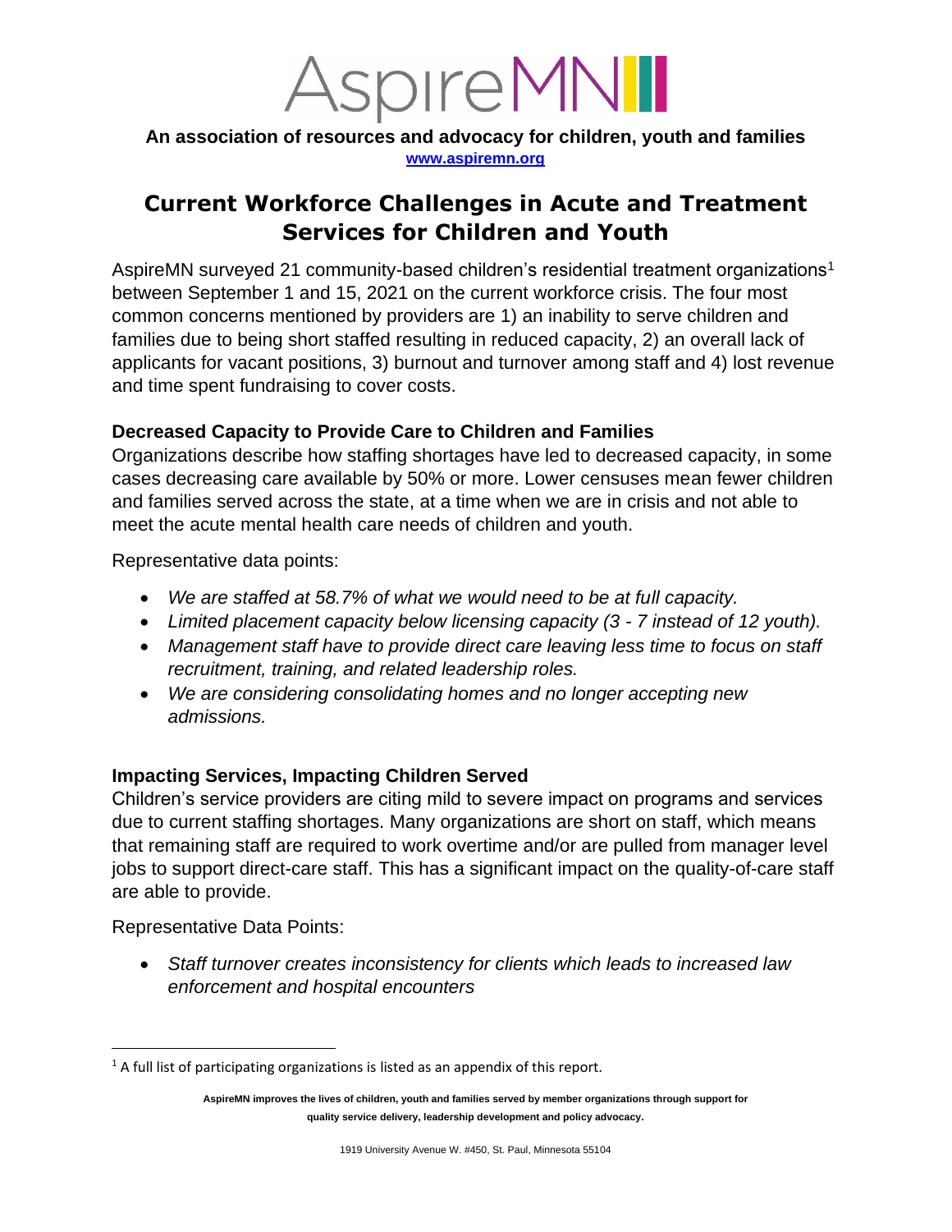# AspireMN

**An association of resources and advocacy for children, youth and families**
**www.aspiremn.org**

## Current Workforce Challenges in Acute and Treatment Services for Children and Youth

AspireMN surveyed 21 community-based children's residential treatment organizations[1] between September 1 and 15, 2021 on the current workforce crisis. The four most common concerns mentioned by providers are 1) an inability to serve children and families due to being short staffed resulting in reduced capacity, 2) an overall lack of applicants for vacant positions, 3) burnout and turnover among staff and 4) lost revenue and time spent fundraising to cover costs.

### Decreased Capacity to Provide Care to Children and Families

Organizations describe how staffing shortages have led to decreased capacity, in some cases decreasing care available by 50% or more. Lower censuses mean fewer children and families served across the state, at a time when we are in crisis and not able to meet the acute mental health care needs of children and youth.

Representative data points:

- *We are staffed at 58.7% of what we would need to be at full capacity.*
- *Limited placement capacity below licensing capacity (3 - 7 instead of 12 youth).*
- *Management staff have to provide direct care leaving less time to focus on staff recruitment, training, and related leadership roles.*
- *We are considering consolidating homes and no longer accepting new admissions.*

### Impacting Services, Impacting Children Served

Children's service providers are citing mild to severe impact on programs and services due to current staffing shortages. Many organizations are short on staff, which means that remaining staff are required to work overtime and/or are pulled from manager level jobs to support direct-care staff. This has a significant impact on the quality-of-care staff are able to provide.

Representative Data Points:

- *Staff turnover creates inconsistency for clients which leads to increased law enforcement and hospital encounters*

[1] A full list of participating organizations is listed as an appendix of this report.

**AspireMN improves the lives of children, youth and families served by member organizations through support for quality service delivery, leadership development and policy advocacy.**

1919 University Avenue W. #450, St. Paul, Minnesota 55104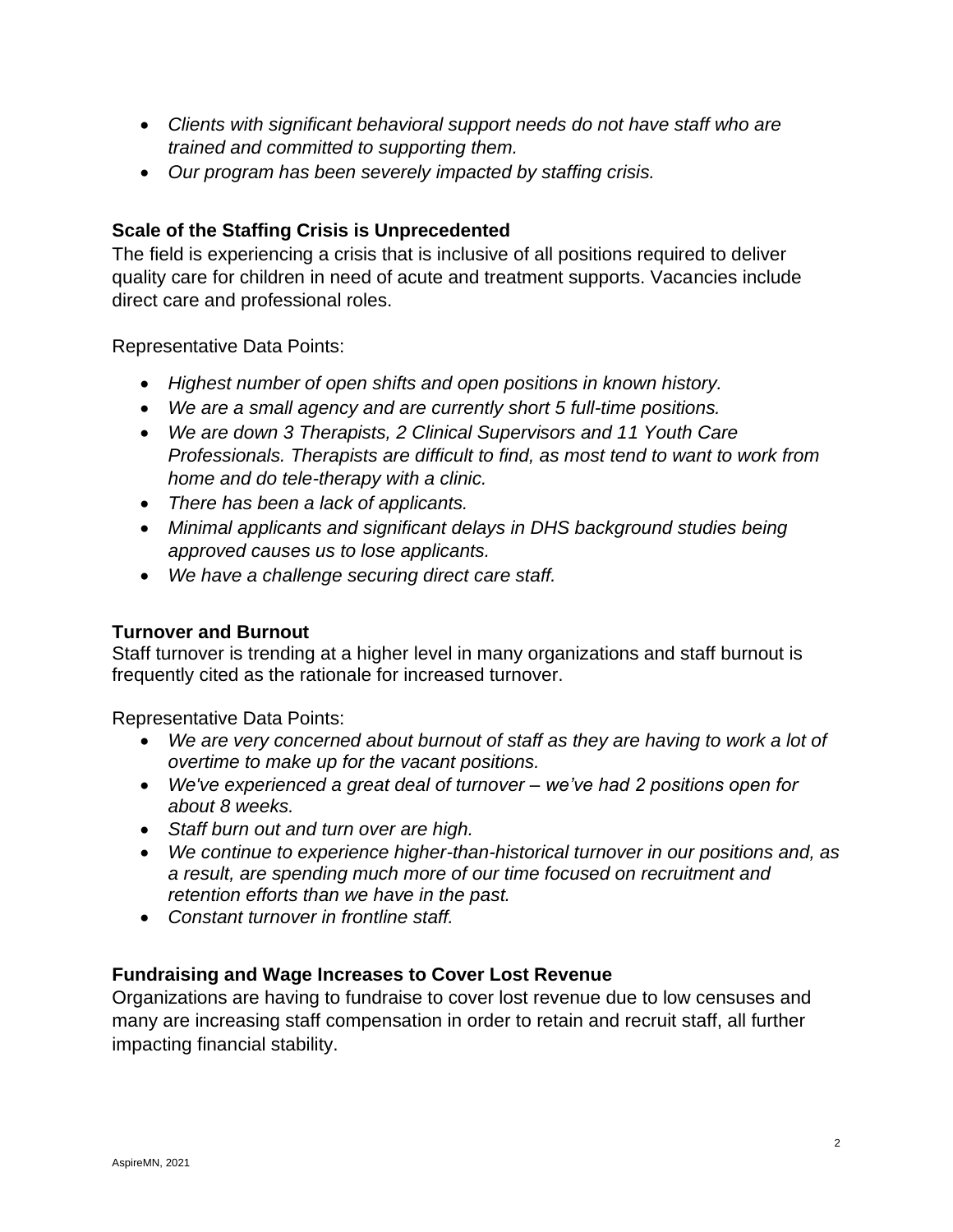- *Clients with significant behavioral support needs do not have staff who are trained and committed to supporting them.*
- *Our program has been severely impacted by staffing crisis.*

### Scale of the Staffing Crisis is Unprecedented

The field is experiencing a crisis that is inclusive of all positions required to deliver quality care for children in need of acute and treatment supports. Vacancies include direct care and professional roles.

Representative Data Points:

- *Highest number of open shifts and open positions in known history.*
- *We are a small agency and are currently short 5 full-time positions.*
- *We are down 3 Therapists, 2 Clinical Supervisors and 11 Youth Care Professionals. Therapists are difficult to find, as most tend to want to work from home and do tele-therapy with a clinic.*
- *There has been a lack of applicants.*
- *Minimal applicants and significant delays in DHS background studies being approved causes us to lose applicants.*
- *We have a challenge securing direct care staff.*

### Turnover and Burnout

Staff turnover is trending at a higher level in many organizations and staff burnout is frequently cited as the rationale for increased turnover.

Representative Data Points:

- *We are very concerned about burnout of staff as they are having to work a lot of overtime to make up for the vacant positions.*
- *We've experienced a great deal of turnover – we've had 2 positions open for about 8 weeks.*
- *Staff burn out and turn over are high.*
- *We continue to experience higher-than-historical turnover in our positions and, as a result, are spending much more of our time focused on recruitment and retention efforts than we have in the past.*
- *Constant turnover in frontline staff.*

### Fundraising and Wage Increases to Cover Lost Revenue

Organizations are having to fundraise to cover lost revenue due to low censuses and many are increasing staff compensation in order to retain and recruit staff, all further impacting financial stability.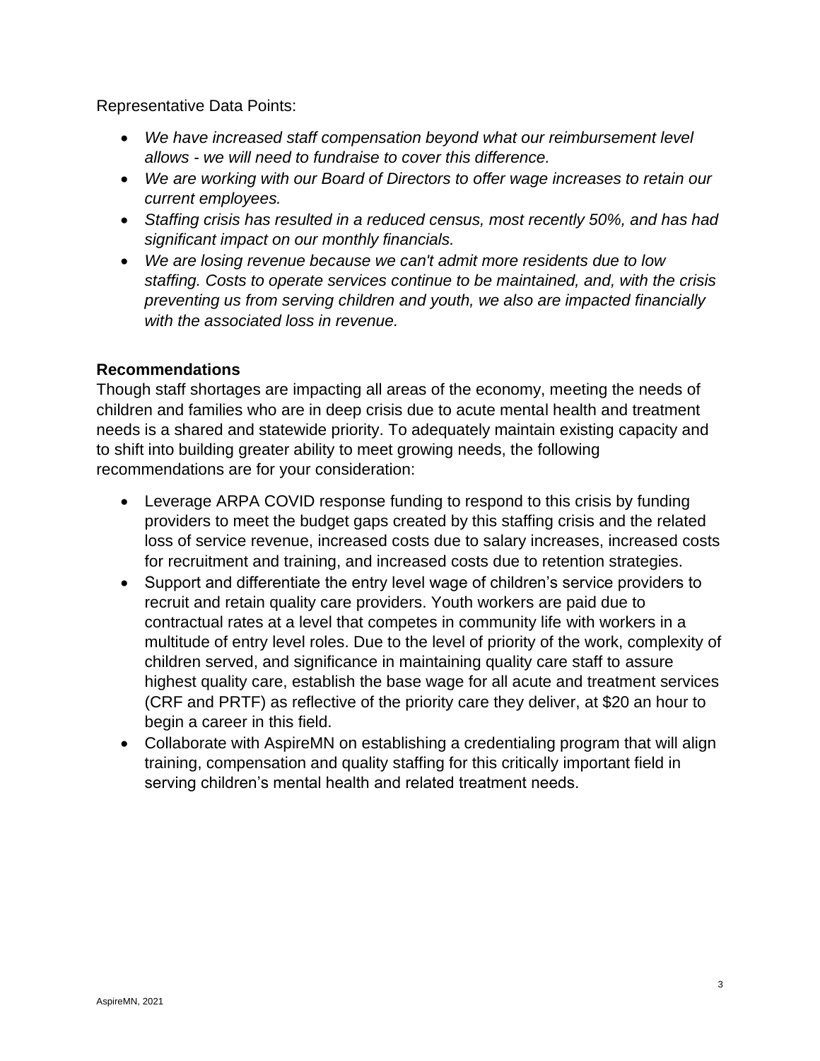Representative Data Points:

- *We have increased staff compensation beyond what our reimbursement level allows - we will need to fundraise to cover this difference.*
- *We are working with our Board of Directors to offer wage increases to retain our current employees.*
- *Staffing crisis has resulted in a reduced census, most recently 50%, and has had significant impact on our monthly financials.*
- *We are losing revenue because we can't admit more residents due to low staffing. Costs to operate services continue to be maintained, and, with the crisis preventing us from serving children and youth, we also are impacted financially with the associated loss in revenue.*

**Recommendations**

Though staff shortages are impacting all areas of the economy, meeting the needs of children and families who are in deep crisis due to acute mental health and treatment needs is a shared and statewide priority. To adequately maintain existing capacity and to shift into building greater ability to meet growing needs, the following recommendations are for your consideration:

- Leverage ARPA COVID response funding to respond to this crisis by funding providers to meet the budget gaps created by this staffing crisis and the related loss of service revenue, increased costs due to salary increases, increased costs for recruitment and training, and increased costs due to retention strategies.
- Support and differentiate the entry level wage of children's service providers to recruit and retain quality care providers. Youth workers are paid due to contractual rates at a level that competes in community life with workers in a multitude of entry level roles. Due to the level of priority of the work, complexity of children served, and significance in maintaining quality care staff to assure highest quality care, establish the base wage for all acute and treatment services (CRF and PRTF) as reflective of the priority care they deliver, at $20 an hour to begin a career in this field.
- Collaborate with AspireMN on establishing a credentialing program that will align training, compensation and quality staffing for this critically important field in serving children's mental health and related treatment needs.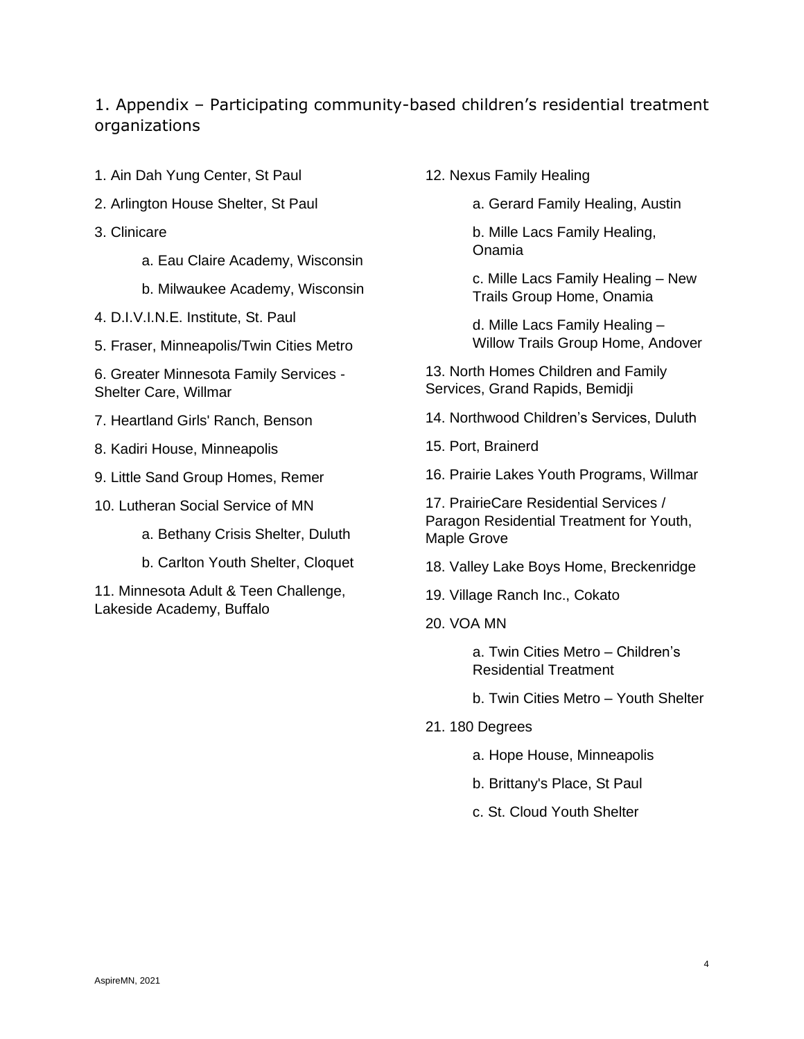# 1. Appendix – Participating community-based children's residential treatment organizations

1. Ain Dah Yung Center, St Paul
2. Arlington House Shelter, St Paul
3. Clinicare
    a. Eau Claire Academy, Wisconsin
    b. Milwaukee Academy, Wisconsin
4. D.I.V.I.N.E. Institute, St. Paul
5. Fraser, Minneapolis/Twin Cities Metro
6. Greater Minnesota Family Services - Shelter Care, Willmar
7. Heartland Girls' Ranch, Benson
8. Kadiri House, Minneapolis
9. Little Sand Group Homes, Remer
10. Lutheran Social Service of MN
    a. Bethany Crisis Shelter, Duluth
    b. Carlton Youth Shelter, Cloquet
11. Minnesota Adult & Teen Challenge, Lakeside Academy, Buffalo
12. Nexus Family Healing
    a. Gerard Family Healing, Austin
    b. Mille Lacs Family Healing, Onamia
    c. Mille Lacs Family Healing – New Trails Group Home, Onamia
    d. Mille Lacs Family Healing – Willow Trails Group Home, Andover
13. North Homes Children and Family Services, Grand Rapids, Bemidji
14. Northwood Children's Services, Duluth
15. Port, Brainerd
16. Prairie Lakes Youth Programs, Willmar
17. PrairieCare Residential Services / Paragon Residential Treatment for Youth, Maple Grove
18. Valley Lake Boys Home, Breckenridge
19. Village Ranch Inc., Cokato
20. VOA MN
    a. Twin Cities Metro – Children's Residential Treatment
    b. Twin Cities Metro – Youth Shelter
21. 180 Degrees
    a. Hope House, Minneapolis
    b. Brittany's Place, St Paul
    c. St. Cloud Youth Shelter